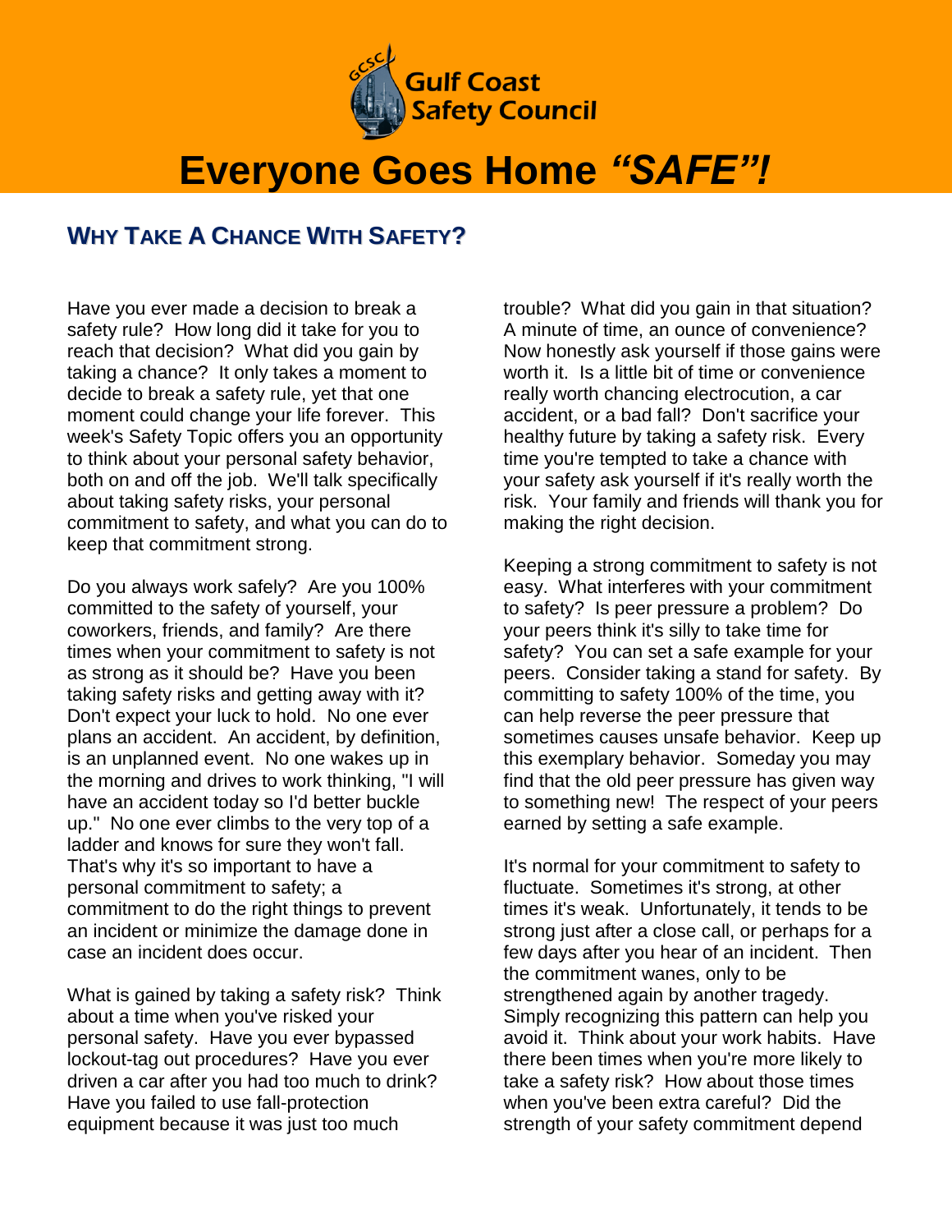Gulf Coast Safety Council

# Everyone Goes Home *"SAFE"!*

## WHY TAKE A CHANCE WITH SAFETY?

Have you ever made a decision to break a safety rule? How long did it take for you to reach that decision? What did you gain by taking a chance? It only takes a moment to decide to break a safety rule, yet that one moment could change your life forever. This week's Safety Topic offers you an opportunity to think about your personal safety behavior, both on and off the job. We'll talk specifically about taking safety risks, your personal commitment to safety, and what you can do to keep that commitment strong.

Do you always work safely? Are you 100% committed to the safety of yourself, your coworkers, friends, and family? Are there times when your commitment to safety is not as strong as it should be? Have you been taking safety risks and getting away with it? Don't expect your luck to hold. No one ever plans an accident. An accident, by definition, is an unplanned event. No one wakes up in the morning and drives to work thinking, "I will have an accident today so I'd better buckle up." No one ever climbs to the very top of a ladder and knows for sure they won't fall. That's why it's so important to have a personal commitment to safety; a commitment to do the right things to prevent an incident or minimize the damage done in case an incident does occur.

What is gained by taking a safety risk? Think about a time when you've risked your personal safety. Have you ever bypassed lockout-tag out procedures? Have you ever driven a car after you had too much to drink? Have you failed to use fall-protection equipment because it was just too much trouble? What did you gain in that situation? A minute of time, an ounce of convenience? Now honestly ask yourself if those gains were worth it. Is a little bit of time or convenience really worth chancing electrocution, a car accident, or a bad fall? Don't sacrifice your healthy future by taking a safety risk. Every time you're tempted to take a chance with your safety ask yourself if it's really worth the risk. Your family and friends will thank you for making the right decision.

Keeping a strong commitment to safety is not easy. What interferes with your commitment to safety? Is peer pressure a problem? Do your peers think it's silly to take time for safety? You can set a safe example for your peers. Consider taking a stand for safety. By committing to safety 100% of the time, you can help reverse the peer pressure that sometimes causes unsafe behavior. Keep up this exemplary behavior. Someday you may find that the old peer pressure has given way to something new! The respect of your peers earned by setting a safe example.

It's normal for your commitment to safety to fluctuate. Sometimes it's strong, at other times it's weak. Unfortunately, it tends to be strong just after a close call, or perhaps for a few days after you hear of an incident. Then the commitment wanes, only to be strengthened again by another tragedy. Simply recognizing this pattern can help you avoid it. Think about your work habits. Have there been times when you're more likely to take a safety risk? How about those times when you've been extra careful? Did the strength of your safety commitment depend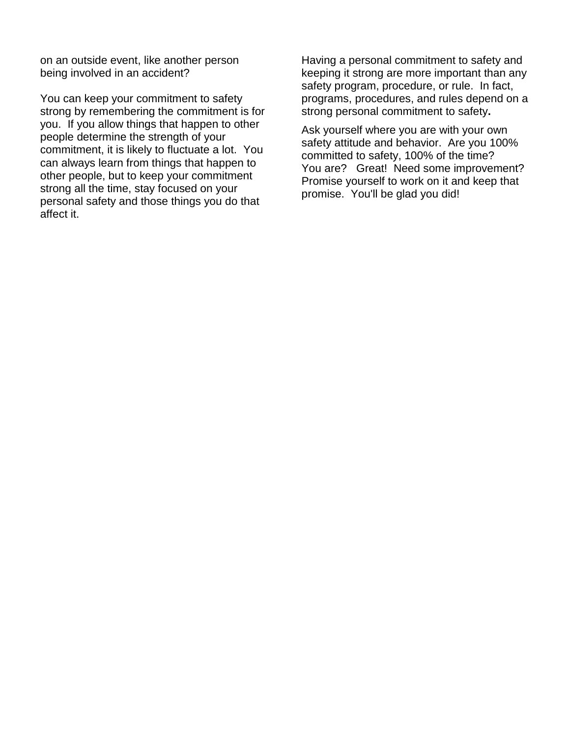on an outside event, like another person being involved in an accident?

You can keep your commitment to safety strong by remembering the commitment is for you. If you allow things that happen to other people determine the strength of your commitment, it is likely to fluctuate a lot. You can always learn from things that happen to other people, but to keep your commitment strong all the time, stay focused on your personal safety and those things you do that affect it.

Having a personal commitment to safety and keeping it strong are more important than any safety program, procedure, or rule. In fact, programs, procedures, and rules depend on a strong personal commitment to safety**.**

Ask yourself where you are with your own safety attitude and behavior. Are you 100% committed to safety, 100% of the time? You are? Great! Need some improvement? Promise yourself to work on it and keep that promise. You'll be glad you did!